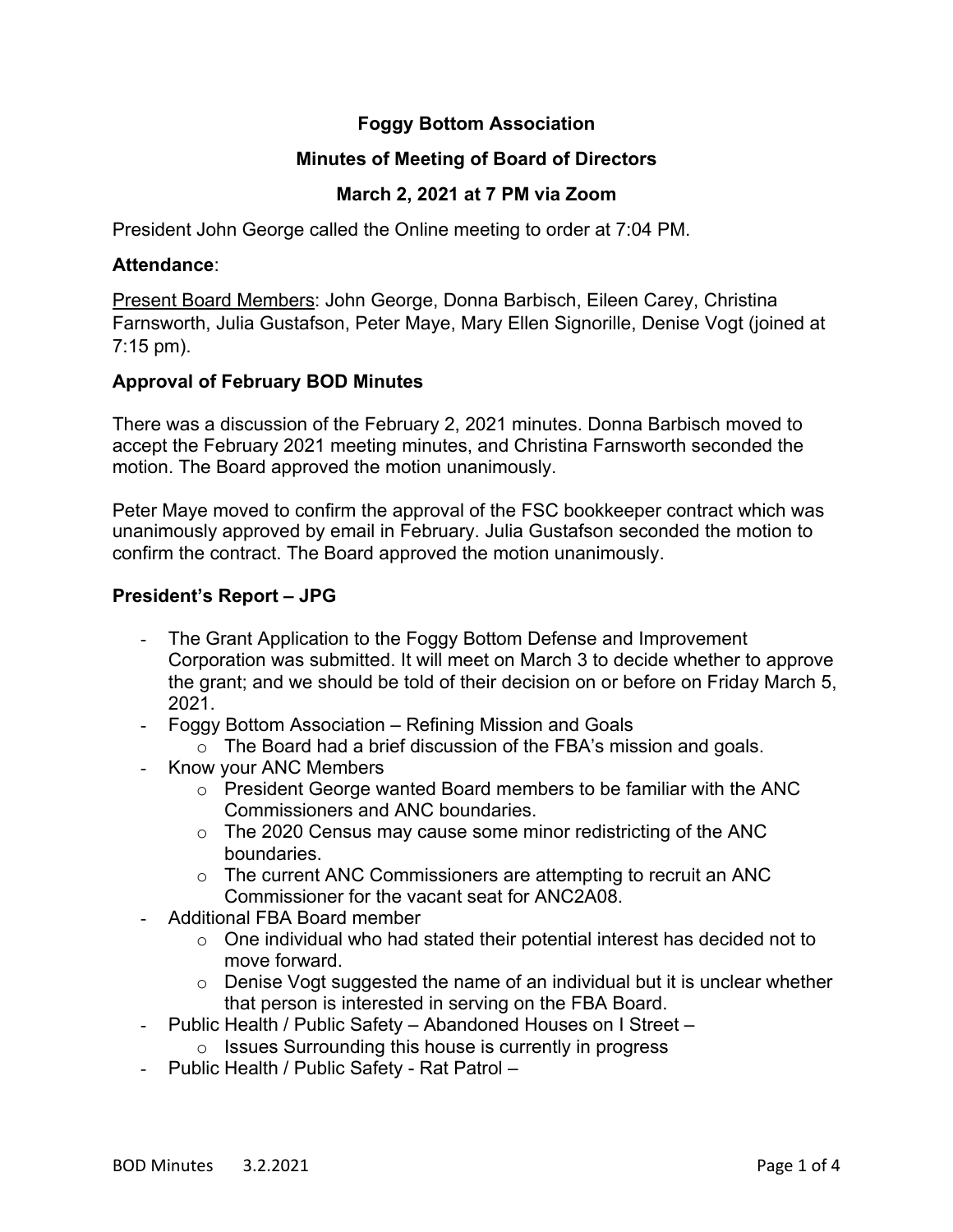# Foggy Bottom Association

## Minutes of Meeting of Board of Directors

## March 2, 2021 at 7 PM via Zoom

President John George called the Online meeting to order at 7:04 PM.

**Attendance**:

Present Board Members: John George, Donna Barbisch, Eileen Carey, Christina Farnsworth, Julia Gustafson, Peter Maye, Mary Ellen Signorille, Denise Vogt (joined at 7:15 pm).

### Approval of February BOD Minutes

There was a discussion of the February 2, 2021 minutes. Donna Barbisch moved to accept the February 2021 meeting minutes, and Christina Farnsworth seconded the motion. The Board approved the motion unanimously.

Peter Maye moved to confirm the approval of the FSC bookkeeper contract which was unanimously approved by email in February. Julia Gustafson seconded the motion to confirm the contract. The Board approved the motion unanimously.

### President's Report – JPG

- The Grant Application to the Foggy Bottom Defense and Improvement Corporation was submitted. It will meet on March 3 to decide whether to approve the grant; and we should be told of their decision on or before on Friday March 5, 2021.
- Foggy Bottom Association – Refining Mission and Goals
  - The Board had a brief discussion of the FBA's mission and goals.
- Know your ANC Members
  - President George wanted Board members to be familiar with the ANC Commissioners and ANC boundaries.
  - The 2020 Census may cause some minor redistricting of the ANC boundaries.
  - The current ANC Commissioners are attempting to recruit an ANC Commissioner for the vacant seat for ANC2A08.
- Additional FBA Board member
  - One individual who had stated their potential interest has decided not to move forward.
  - Denise Vogt suggested the name of an individual but it is unclear whether that person is interested in serving on the FBA Board.
- Public Health / Public Safety – Abandoned Houses on I Street –
  - Issues Surrounding this house is currently in progress
- Public Health / Public Safety - Rat Patrol –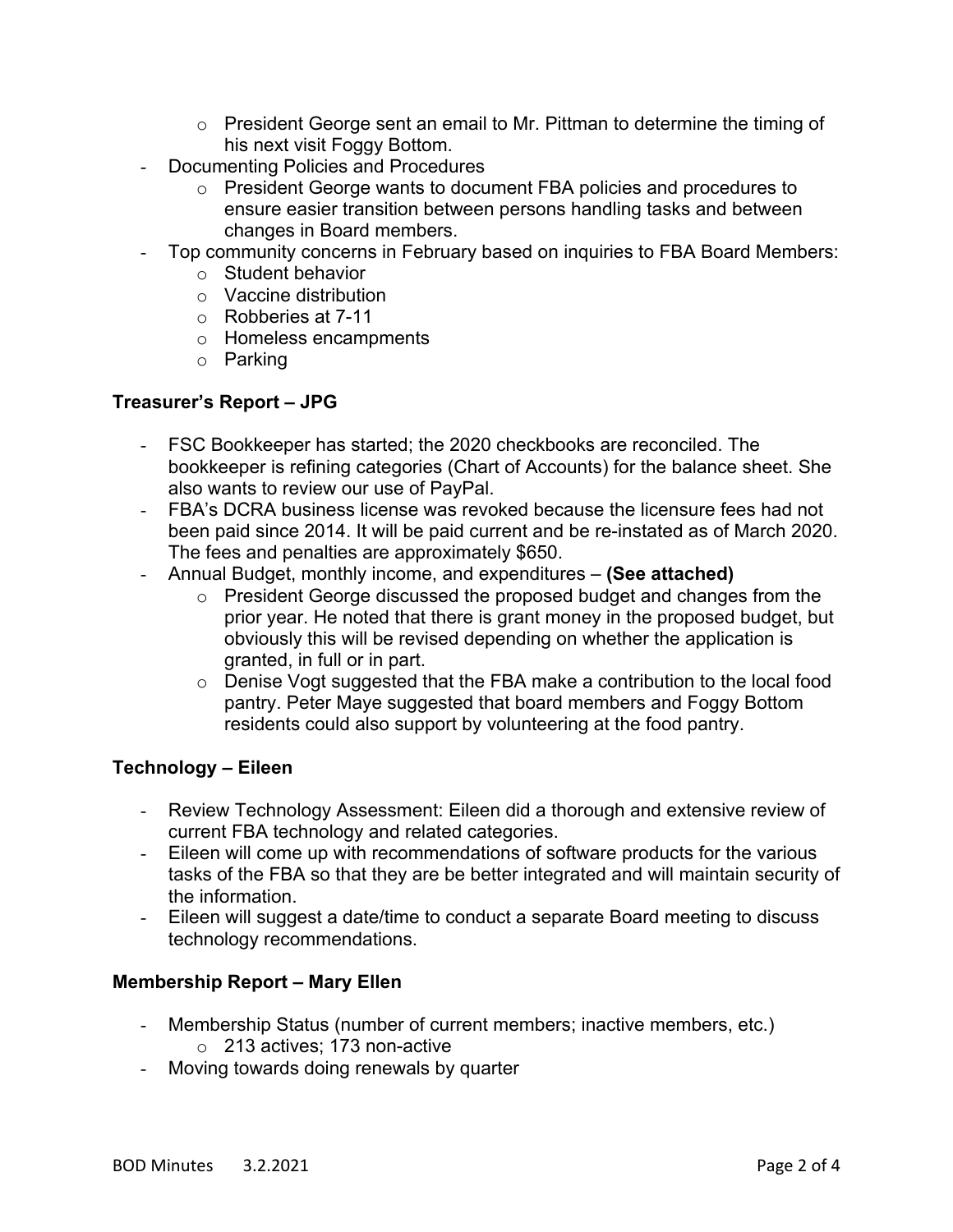- President George sent an email to Mr. Pittman to determine the timing of his next visit Foggy Bottom.
- Documenting Policies and Procedures
  - President George wants to document FBA policies and procedures to ensure easier transition between persons handling tasks and between changes in Board members.
- Top community concerns in February based on inquiries to FBA Board Members:
  - Student behavior
  - Vaccine distribution
  - Robberies at 7-11
  - Homeless encampments
  - Parking

### Treasurer's Report – JPG

- FSC Bookkeeper has started; the 2020 checkbooks are reconciled. The bookkeeper is refining categories (Chart of Accounts) for the balance sheet. She also wants to review our use of PayPal.
- FBA's DCRA business license was revoked because the licensure fees had not been paid since 2014. It will be paid current and be re-instated as of March 2020. The fees and penalties are approximately $650.
- Annual Budget, monthly income, and expenditures – **(See attached)**
  - President George discussed the proposed budget and changes from the prior year. He noted that there is grant money in the proposed budget, but obviously this will be revised depending on whether the application is granted, in full or in part.
  - Denise Vogt suggested that the FBA make a contribution to the local food pantry. Peter Maye suggested that board members and Foggy Bottom residents could also support by volunteering at the food pantry.

### Technology – Eileen

- Review Technology Assessment: Eileen did a thorough and extensive review of current FBA technology and related categories.
- Eileen will come up with recommendations of software products for the various tasks of the FBA so that they are be better integrated and will maintain security of the information.
- Eileen will suggest a date/time to conduct a separate Board meeting to discuss technology recommendations.

### Membership Report – Mary Ellen

- Membership Status (number of current members; inactive members, etc.)
  - 213 actives; 173 non-active
- Moving towards doing renewals by quarter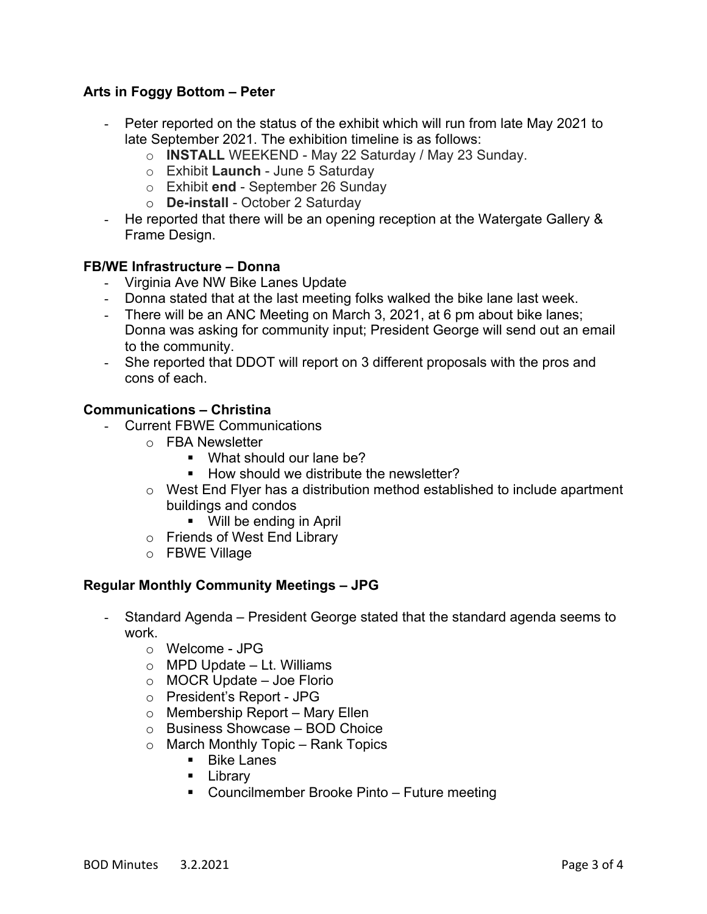**Arts in Foggy Bottom – Peter**

- Peter reported on the status of the exhibit which will run from late May 2021 to late September 2021. The exhibition timeline is as follows:
  - **INSTALL** WEEKEND - May 22 Saturday / May 23 Sunday.
  - Exhibit **Launch** - June 5 Saturday
  - Exhibit **end** - September 26 Sunday
  - **De-install** - October 2 Saturday
- He reported that there will be an opening reception at the Watergate Gallery & Frame Design.

**FB/WE Infrastructure – Donna**

- Virginia Ave NW Bike Lanes Update
- Donna stated that at the last meeting folks walked the bike lane last week.
- There will be an ANC Meeting on March 3, 2021, at 6 pm about bike lanes; Donna was asking for community input; President George will send out an email to the community.
- She reported that DDOT will report on 3 different proposals with the pros and cons of each.

**Communications – Christina**

- Current FBWE Communications
  - FBA Newsletter
    - What should our lane be?
    - How should we distribute the newsletter?
  - West End Flyer has a distribution method established to include apartment buildings and condos
    - Will be ending in April
  - Friends of West End Library
  - FBWE Village

**Regular Monthly Community Meetings – JPG**

- Standard Agenda – President George stated that the standard agenda seems to work.
  - Welcome - JPG
  - MPD Update – Lt. Williams
  - MOCR Update – Joe Florio
  - President's Report - JPG
  - Membership Report – Mary Ellen
  - Business Showcase – BOD Choice
  - March Monthly Topic – Rank Topics
    - Bike Lanes
    - Library
    - Councilmember Brooke Pinto – Future meeting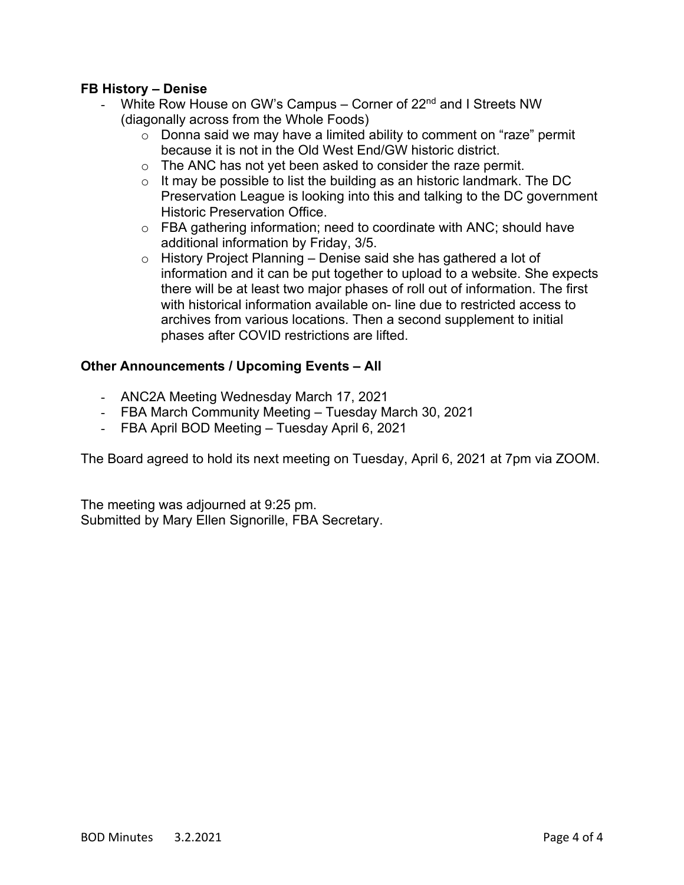**FB History – Denise**

- White Row House on GW's Campus – Corner of 22nd and I Streets NW (diagonally across from the Whole Foods)
  - Donna said we may have a limited ability to comment on "raze" permit because it is not in the Old West End/GW historic district.
  - The ANC has not yet been asked to consider the raze permit.
  - It may be possible to list the building as an historic landmark. The DC Preservation League is looking into this and talking to the DC government Historic Preservation Office.
  - FBA gathering information; need to coordinate with ANC; should have additional information by Friday, 3/5.
  - History Project Planning – Denise said she has gathered a lot of information and it can be put together to upload to a website. She expects there will be at least two major phases of roll out of information. The first with historical information available on- line due to restricted access to archives from various locations. Then a second supplement to initial phases after COVID restrictions are lifted.

**Other Announcements / Upcoming Events – All**

- ANC2A Meeting Wednesday March 17, 2021
- FBA March Community Meeting – Tuesday March 30, 2021
- FBA April BOD Meeting – Tuesday April 6, 2021

The Board agreed to hold its next meeting on Tuesday, April 6, 2021 at 7pm via ZOOM.

The meeting was adjourned at 9:25 pm.
Submitted by Mary Ellen Signorille, FBA Secretary.